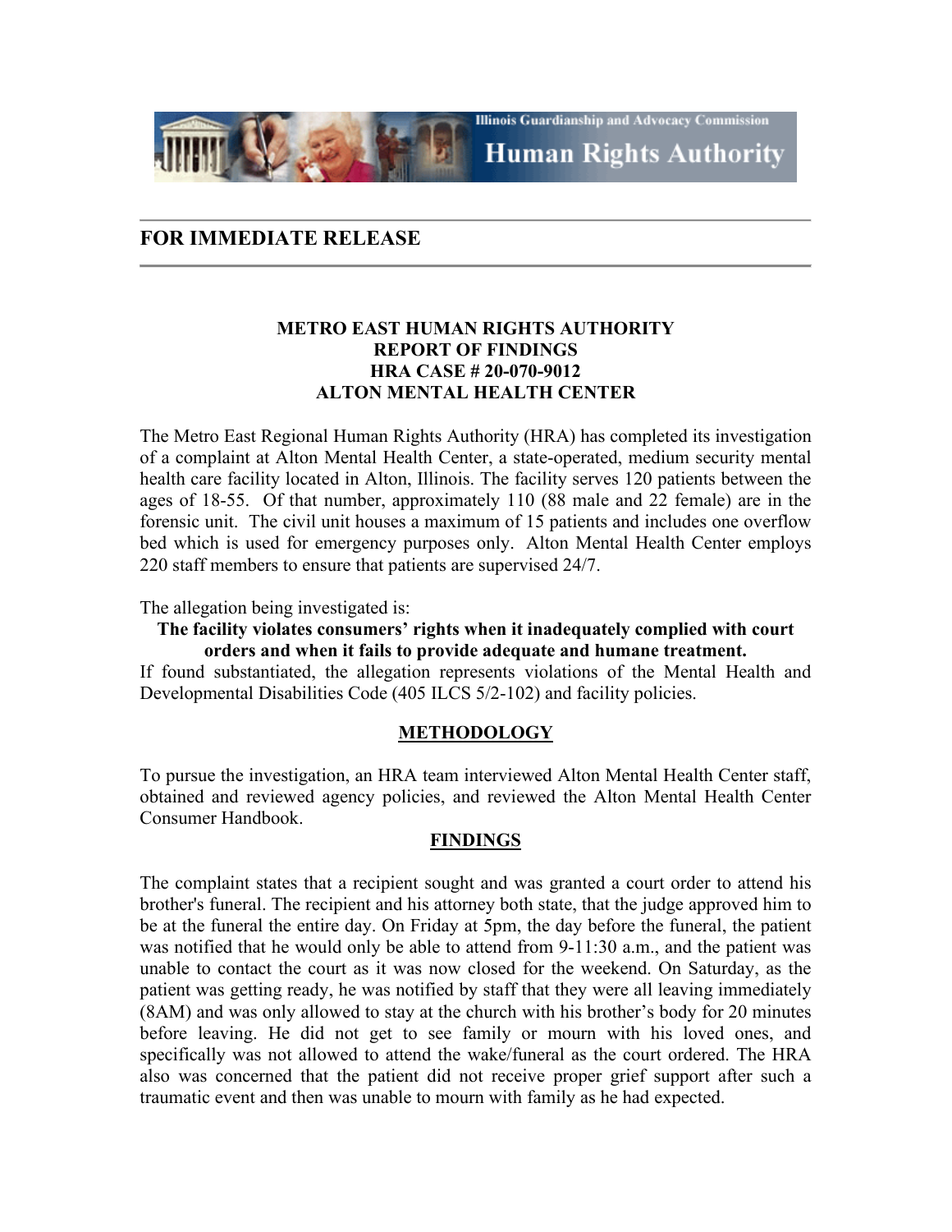Illinois Guardianship and Advocacy Commission
Human Rights Authority

## FOR IMMEDIATE RELEASE

**METRO EAST HUMAN RIGHTS AUTHORITY**
**REPORT OF FINDINGS**
**HRA CASE # 20-070-9012**
**ALTON MENTAL HEALTH CENTER**

The Metro East Regional Human Rights Authority (HRA) has completed its investigation of a complaint at Alton Mental Health Center, a state-operated, medium security mental health care facility located in Alton, Illinois. The facility serves 120 patients between the ages of 18-55. Of that number, approximately 110 (88 male and 22 female) are in the forensic unit. The civil unit houses a maximum of 15 patients and includes one overflow bed which is used for emergency purposes only. Alton Mental Health Center employs 220 staff members to ensure that patients are supervised 24/7.

The allegation being investigated is:

**The facility violates consumers' rights when it inadequately complied with court orders and when it fails to provide adequate and humane treatment.**

If found substantiated, the allegation represents violations of the Mental Health and Developmental Disabilities Code (405 ILCS 5/2-102) and facility policies.

## METHODOLOGY

To pursue the investigation, an HRA team interviewed Alton Mental Health Center staff, obtained and reviewed agency policies, and reviewed the Alton Mental Health Center Consumer Handbook.

## FINDINGS

The complaint states that a recipient sought and was granted a court order to attend his brother's funeral. The recipient and his attorney both state, that the judge approved him to be at the funeral the entire day. On Friday at 5pm, the day before the funeral, the patient was notified that he would only be able to attend from 9-11:30 a.m., and the patient was unable to contact the court as it was now closed for the weekend. On Saturday, as the patient was getting ready, he was notified by staff that they were all leaving immediately (8AM) and was only allowed to stay at the church with his brother's body for 20 minutes before leaving. He did not get to see family or mourn with his loved ones, and specifically was not allowed to attend the wake/funeral as the court ordered. The HRA also was concerned that the patient did not receive proper grief support after such a traumatic event and then was unable to mourn with family as he had expected.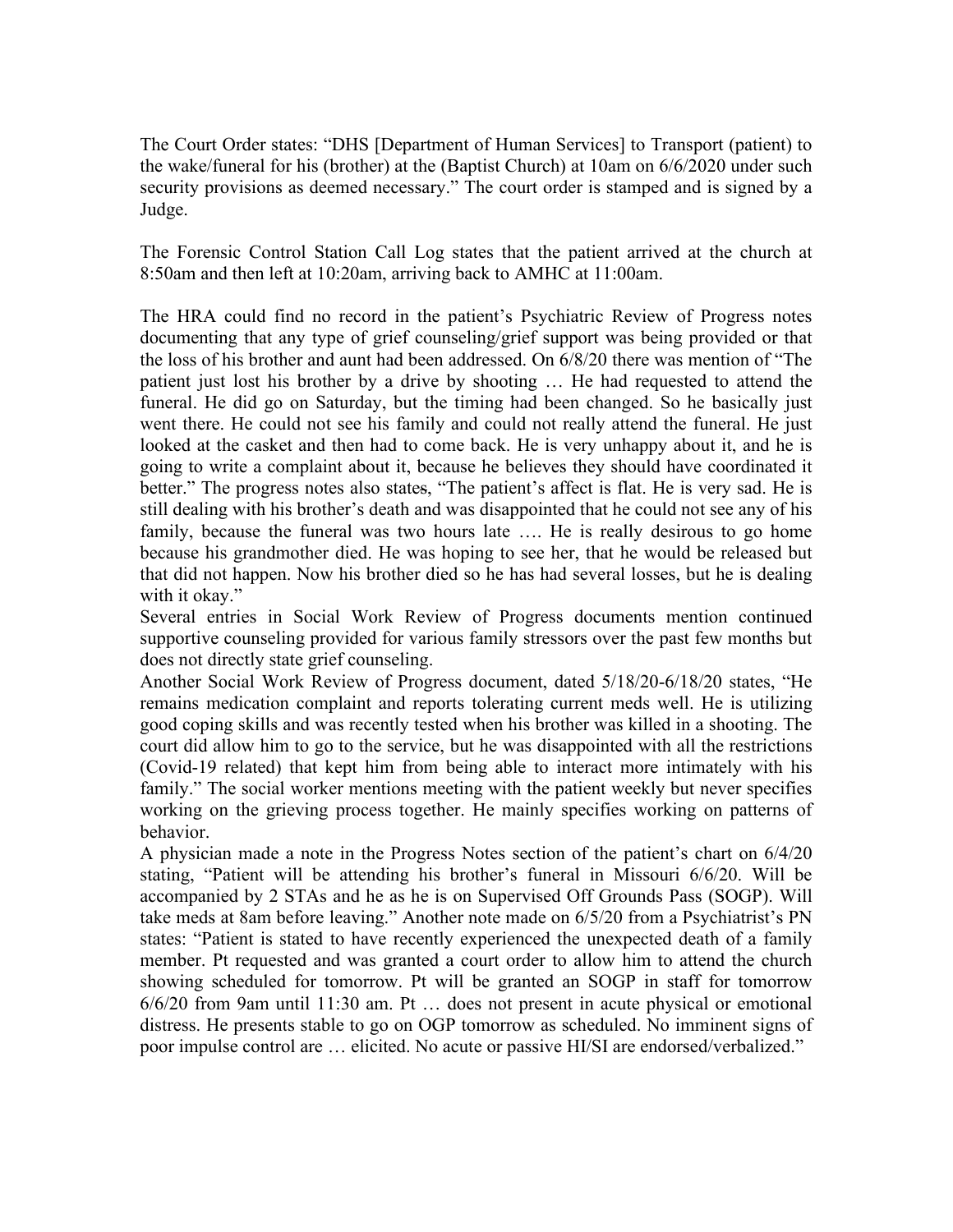The Court Order states: "DHS [Department of Human Services] to Transport (patient) to the wake/funeral for his (brother) at the (Baptist Church) at 10am on 6/6/2020 under such security provisions as deemed necessary." The court order is stamped and is signed by a Judge.

The Forensic Control Station Call Log states that the patient arrived at the church at 8:50am and then left at 10:20am, arriving back to AMHC at 11:00am.

The HRA could find no record in the patient's Psychiatric Review of Progress notes documenting that any type of grief counseling/grief support was being provided or that the loss of his brother and aunt had been addressed. On 6/8/20 there was mention of "The patient just lost his brother by a drive by shooting … He had requested to attend the funeral. He did go on Saturday, but the timing had been changed. So he basically just went there. He could not see his family and could not really attend the funeral. He just looked at the casket and then had to come back. He is very unhappy about it, and he is going to write a complaint about it, because he believes they should have coordinated it better." The progress notes also states, "The patient's affect is flat. He is very sad. He is still dealing with his brother's death and was disappointed that he could not see any of his family, because the funeral was two hours late …. He is really desirous to go home because his grandmother died. He was hoping to see her, that he would be released but that did not happen. Now his brother died so he has had several losses, but he is dealing with it okay."

Several entries in Social Work Review of Progress documents mention continued supportive counseling provided for various family stressors over the past few months but does not directly state grief counseling.

Another Social Work Review of Progress document, dated 5/18/20-6/18/20 states, "He remains medication complaint and reports tolerating current meds well. He is utilizing good coping skills and was recently tested when his brother was killed in a shooting. The court did allow him to go to the service, but he was disappointed with all the restrictions (Covid-19 related) that kept him from being able to interact more intimately with his family." The social worker mentions meeting with the patient weekly but never specifies working on the grieving process together. He mainly specifies working on patterns of behavior.

A physician made a note in the Progress Notes section of the patient's chart on 6/4/20 stating, "Patient will be attending his brother's funeral in Missouri 6/6/20. Will be accompanied by 2 STAs and he as he is on Supervised Off Grounds Pass (SOGP). Will take meds at 8am before leaving." Another note made on 6/5/20 from a Psychiatrist's PN states: "Patient is stated to have recently experienced the unexpected death of a family member. Pt requested and was granted a court order to allow him to attend the church showing scheduled for tomorrow. Pt will be granted an SOGP in staff for tomorrow 6/6/20 from 9am until 11:30 am. Pt … does not present in acute physical or emotional distress. He presents stable to go on OGP tomorrow as scheduled. No imminent signs of poor impulse control are … elicited. No acute or passive HI/SI are endorsed/verbalized."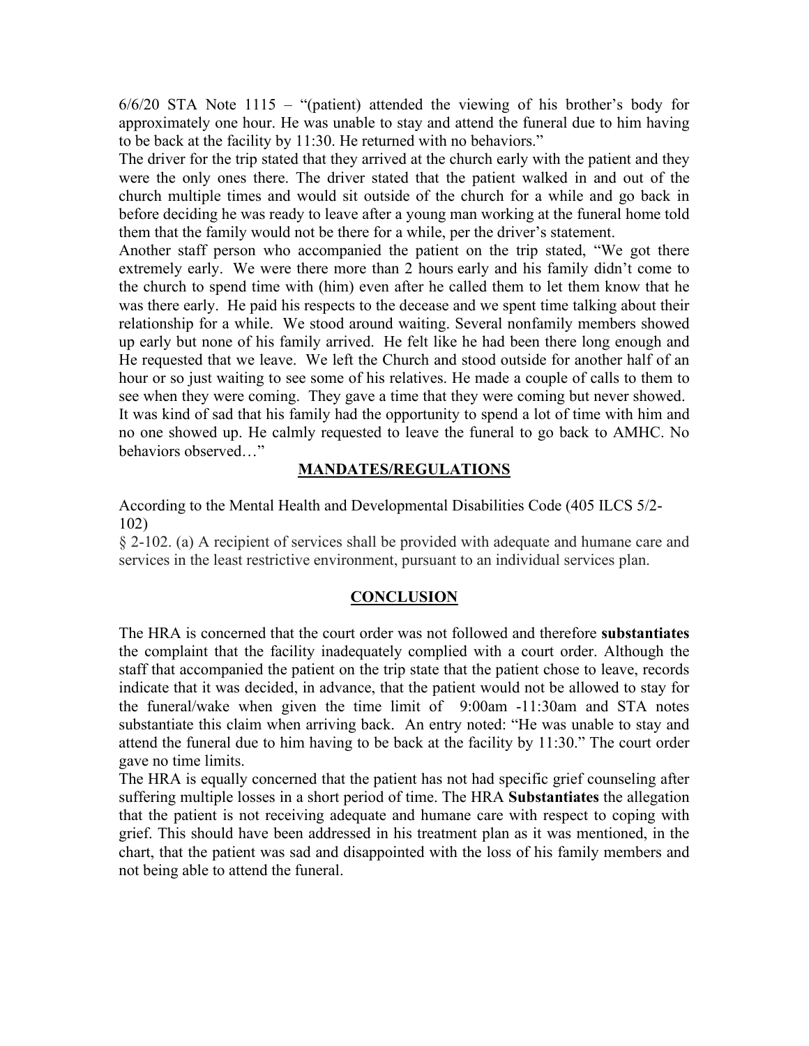6/6/20 STA Note 1115 – "(patient) attended the viewing of his brother's body for approximately one hour. He was unable to stay and attend the funeral due to him having to be back at the facility by 11:30. He returned with no behaviors."

The driver for the trip stated that they arrived at the church early with the patient and they were the only ones there. The driver stated that the patient walked in and out of the church multiple times and would sit outside of the church for a while and go back in before deciding he was ready to leave after a young man working at the funeral home told them that the family would not be there for a while, per the driver's statement.

Another staff person who accompanied the patient on the trip stated, "We got there extremely early. We were there more than 2 hours early and his family didn't come to the church to spend time with (him) even after he called them to let them know that he was there early. He paid his respects to the decease and we spent time talking about their relationship for a while. We stood around waiting. Several nonfamily members showed up early but none of his family arrived. He felt like he had been there long enough and He requested that we leave. We left the Church and stood outside for another half of an hour or so just waiting to see some of his relatives. He made a couple of calls to them to see when they were coming. They gave a time that they were coming but never showed. It was kind of sad that his family had the opportunity to spend a lot of time with him and no one showed up. He calmly requested to leave the funeral to go back to AMHC. No behaviors observed…"

## MANDATES/REGULATIONS

According to the Mental Health and Developmental Disabilities Code (405 ILCS 5/2-102)

§ 2-102. (a) A recipient of services shall be provided with adequate and humane care and services in the least restrictive environment, pursuant to an individual services plan.

## CONCLUSION

The HRA is concerned that the court order was not followed and therefore **substantiates** the complaint that the facility inadequately complied with a court order. Although the staff that accompanied the patient on the trip state that the patient chose to leave, records indicate that it was decided, in advance, that the patient would not be allowed to stay for the funeral/wake when given the time limit of 9:00am -11:30am and STA notes substantiate this claim when arriving back. An entry noted: "He was unable to stay and attend the funeral due to him having to be back at the facility by 11:30." The court order gave no time limits.

The HRA is equally concerned that the patient has not had specific grief counseling after suffering multiple losses in a short period of time. The HRA **Substantiates** the allegation that the patient is not receiving adequate and humane care with respect to coping with grief. This should have been addressed in his treatment plan as it was mentioned, in the chart, that the patient was sad and disappointed with the loss of his family members and not being able to attend the funeral.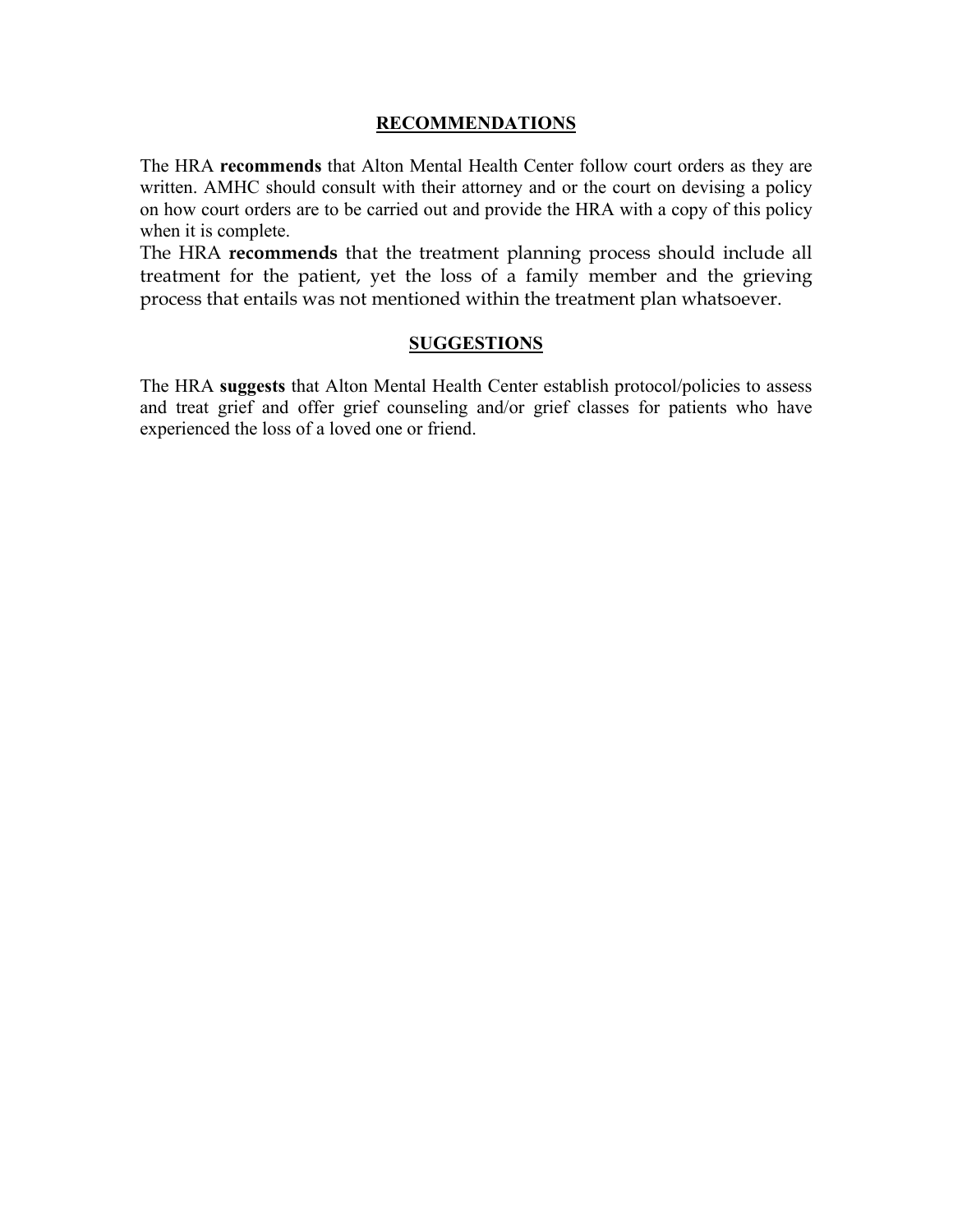## RECOMMENDATIONS

The HRA **recommends** that Alton Mental Health Center follow court orders as they are written. AMHC should consult with their attorney and or the court on devising a policy on how court orders are to be carried out and provide the HRA with a copy of this policy when it is complete.

The HRA **recommends** that the treatment planning process should include all treatment for the patient, yet the loss of a family member and the grieving process that entails was not mentioned within the treatment plan whatsoever.

## SUGGESTIONS

The HRA **suggests** that Alton Mental Health Center establish protocol/policies to assess and treat grief and offer grief counseling and/or grief classes for patients who have experienced the loss of a loved one or friend.